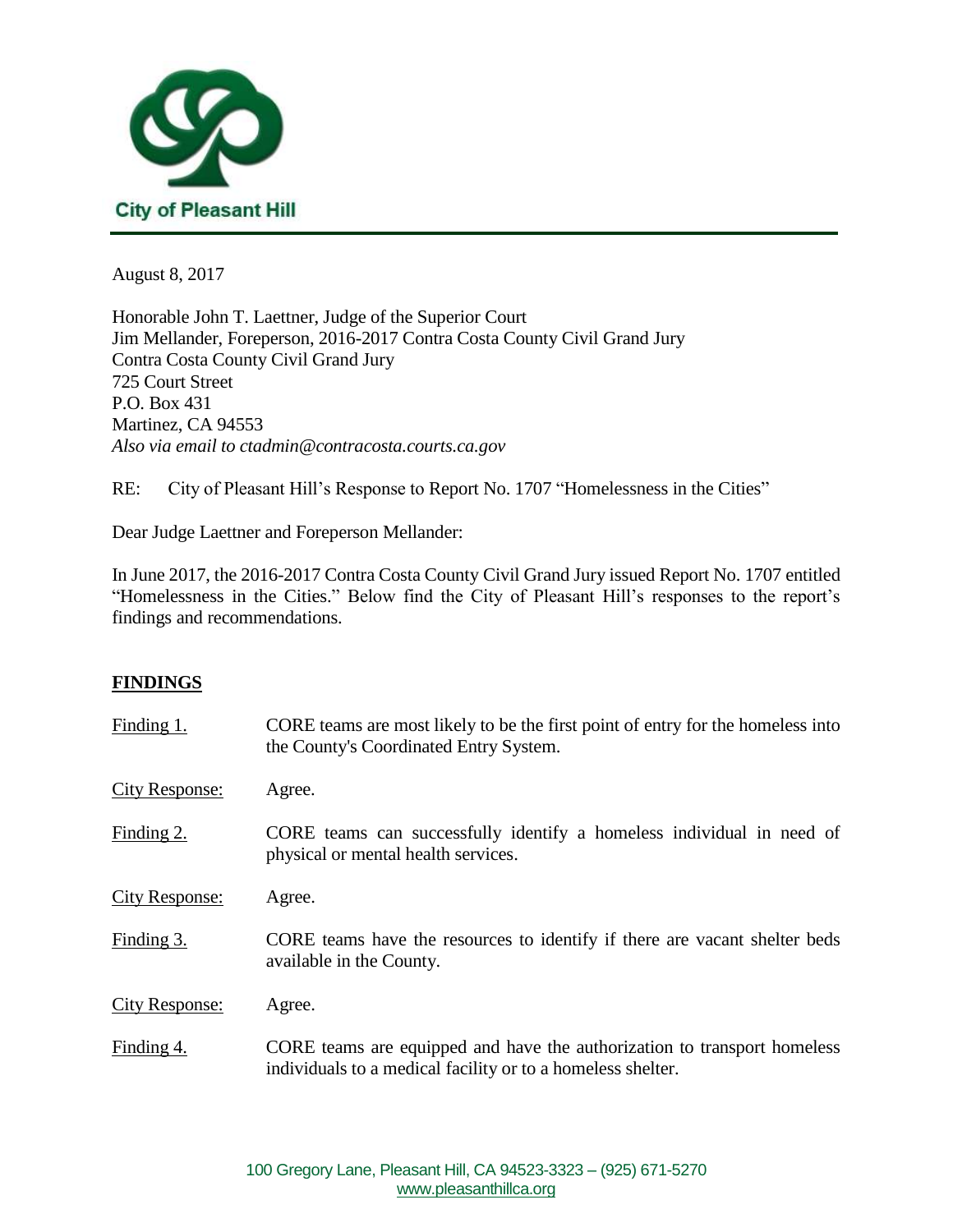City of Pleasant Hill

August 8, 2017

Honorable John T. Laettner, Judge of the Superior Court
Jim Mellander, Foreperson, 2016-2017 Contra Costa County Civil Grand Jury
Contra Costa County Civil Grand Jury
725 Court Street
P.O. Box 431
Martinez, CA 94553
*Also via email to ctadmin@contracosta.courts.ca.gov*

RE: City of Pleasant Hill's Response to Report No. 1707 "Homelessness in the Cities"

Dear Judge Laettner and Foreperson Mellander:

In June 2017, the 2016-2017 Contra Costa County Civil Grand Jury issued Report No. 1707 entitled "Homelessness in the Cities." Below find the City of Pleasant Hill's responses to the report's findings and recommendations.

## FINDINGS

Finding 1. CORE teams are most likely to be the first point of entry for the homeless into the County's Coordinated Entry System.

City Response: Agree.

Finding 2. CORE teams can successfully identify a homeless individual in need of physical or mental health services.

City Response: Agree.

Finding 3. CORE teams have the resources to identify if there are vacant shelter beds available in the County.

City Response: Agree.

Finding 4. CORE teams are equipped and have the authorization to transport homeless individuals to a medical facility or to a homeless shelter.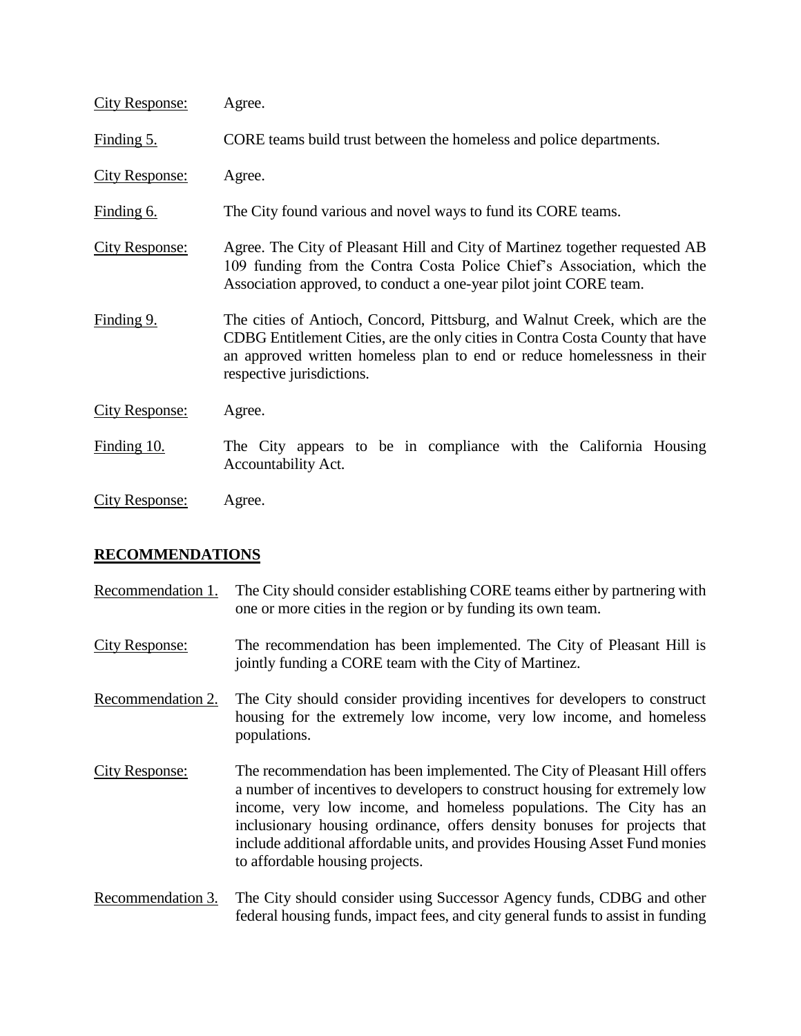City Response: Agree.

Finding 5. CORE teams build trust between the homeless and police departments.

City Response: Agree.

Finding 6. The City found various and novel ways to fund its CORE teams.

City Response: Agree. The City of Pleasant Hill and City of Martinez together requested AB 109 funding from the Contra Costa Police Chief's Association, which the Association approved, to conduct a one-year pilot joint CORE team.

Finding 9. The cities of Antioch, Concord, Pittsburg, and Walnut Creek, which are the CDBG Entitlement Cities, are the only cities in Contra Costa County that have an approved written homeless plan to end or reduce homelessness in their respective jurisdictions.

City Response: Agree.

Finding 10. The City appears to be in compliance with the California Housing Accountability Act.

City Response: Agree.

## RECOMMENDATIONS

Recommendation 1. The City should consider establishing CORE teams either by partnering with one or more cities in the region or by funding its own team.

City Response: The recommendation has been implemented. The City of Pleasant Hill is jointly funding a CORE team with the City of Martinez.

Recommendation 2. The City should consider providing incentives for developers to construct housing for the extremely low income, very low income, and homeless populations.

City Response: The recommendation has been implemented. The City of Pleasant Hill offers a number of incentives to developers to construct housing for extremely low income, very low income, and homeless populations. The City has an inclusionary housing ordinance, offers density bonuses for projects that include additional affordable units, and provides Housing Asset Fund monies to affordable housing projects.

Recommendation 3. The City should consider using Successor Agency funds, CDBG and other federal housing funds, impact fees, and city general funds to assist in funding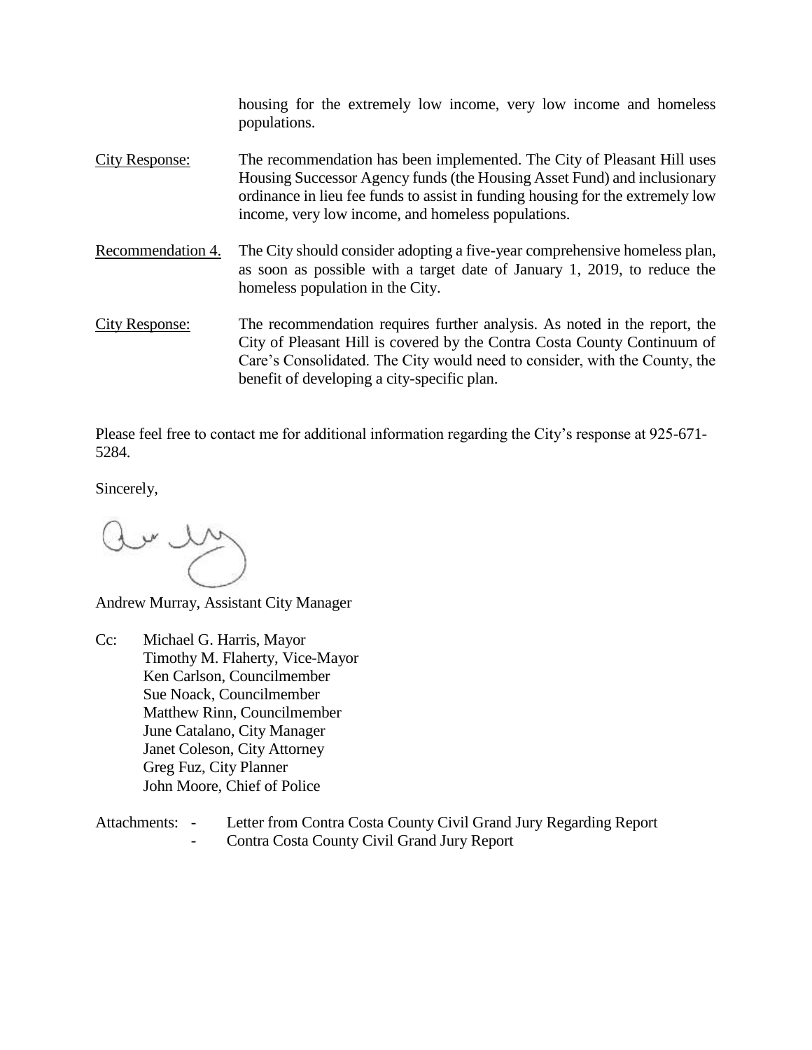housing for the extremely low income, very low income and homeless populations.

City Response: The recommendation has been implemented. The City of Pleasant Hill uses Housing Successor Agency funds (the Housing Asset Fund) and inclusionary ordinance in lieu fee funds to assist in funding housing for the extremely low income, very low income, and homeless populations.

Recommendation 4. The City should consider adopting a five-year comprehensive homeless plan, as soon as possible with a target date of January 1, 2019, to reduce the homeless population in the City.

City Response: The recommendation requires further analysis. As noted in the report, the City of Pleasant Hill is covered by the Contra Costa County Continuum of Care's Consolidated. The City would need to consider, with the County, the benefit of developing a city-specific plan.

Please feel free to contact me for additional information regarding the City's response at 925-671-5284.

Sincerely,

Andrew Murray, Assistant City Manager

Cc: Michael G. Harris, Mayor
Timothy M. Flaherty, Vice-Mayor
Ken Carlson, Councilmember
Sue Noack, Councilmember
Matthew Rinn, Councilmember
June Catalano, City Manager
Janet Coleson, City Attorney
Greg Fuz, City Planner
John Moore, Chief of Police

Attachments:
- Letter from Contra Costa County Civil Grand Jury Regarding Report
- Contra Costa County Civil Grand Jury Report